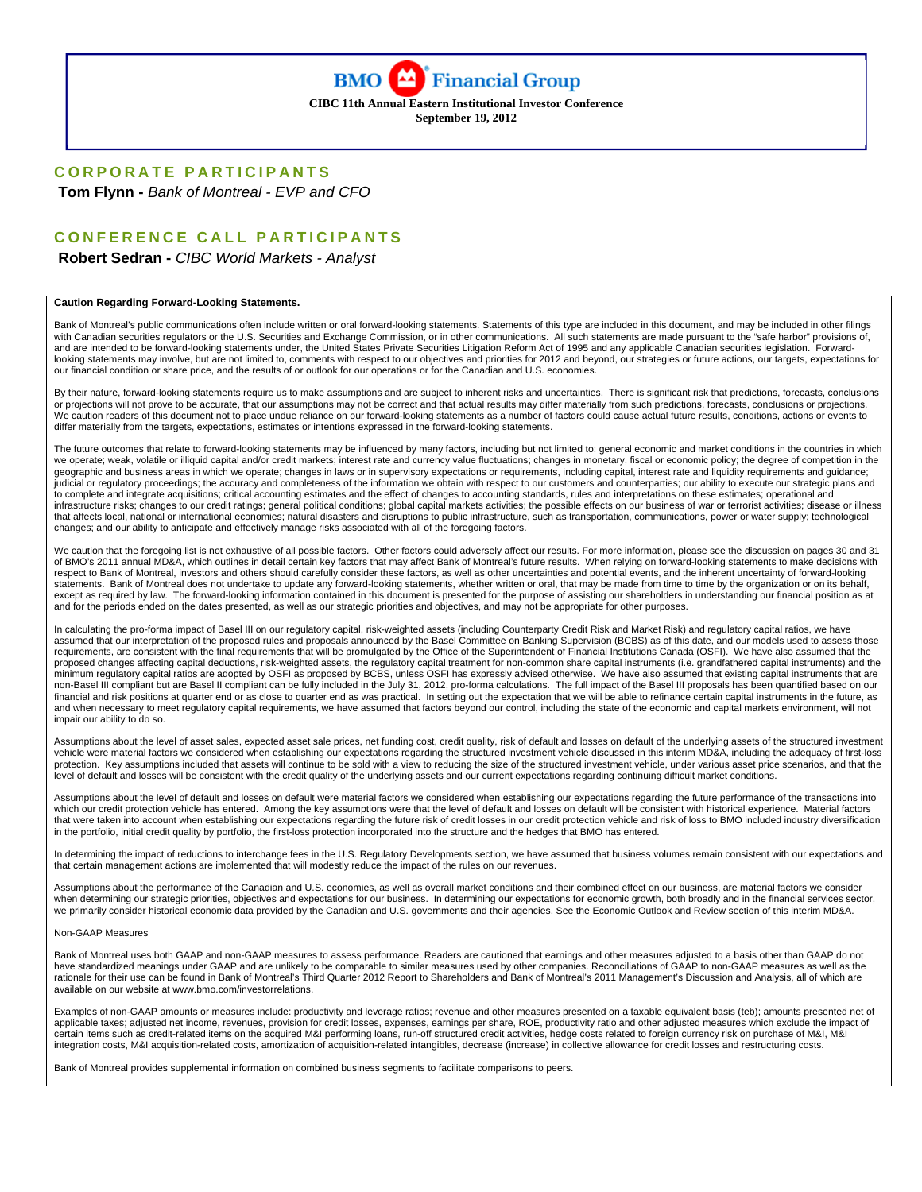# BMO Financial Group

**CIBC 11th Annual Eastern Institutional Investor Conference**
**September 19, 2012**

## CORPORATE PARTICIPANTS

**Tom Flynn -** *Bank of Montreal - EVP and CFO*

## CONFERENCE CALL PARTICIPANTS

**Robert Sedran -** *CIBC World Markets - Analyst*

**Caution Regarding Forward-Looking Statements.**

Bank of Montreal's public communications often include written or oral forward-looking statements. Statements of this type are included in this document, and may be included in other filings with Canadian securities regulators or the U.S. Securities and Exchange Commission, or in other communications. All such statements are made pursuant to the "safe harbor" provisions of, and are intended to be forward-looking statements under, the United States Private Securities Litigation Reform Act of 1995 and any applicable Canadian securities legislation. Forward-looking statements may involve, but are not limited to, comments with respect to our objectives and priorities for 2012 and beyond, our strategies or future actions, our targets, expectations for our financial condition or share price, and the results of or outlook for our operations or for the Canadian and U.S. economies.

By their nature, forward-looking statements require us to make assumptions and are subject to inherent risks and uncertainties. There is significant risk that predictions, forecasts, conclusions or projections will not prove to be accurate, that our assumptions may not be correct and that actual results may differ materially from such predictions, forecasts, conclusions or projections. We caution readers of this document not to place undue reliance on our forward-looking statements as a number of factors could cause actual future results, conditions, actions or events to differ materially from the targets, expectations, estimates or intentions expressed in the forward-looking statements.

The future outcomes that relate to forward-looking statements may be influenced by many factors, including but not limited to: general economic and market conditions in the countries in which we operate; weak, volatile or illiquid capital and/or credit markets; interest rate and currency value fluctuations; changes in monetary, fiscal or economic policy; the degree of competition in the geographic and business areas in which we operate; changes in laws or in supervisory expectations or requirements, including capital, interest rate and liquidity requirements and guidance; judicial or regulatory proceedings; the accuracy and completeness of the information we obtain with respect to our customers and counterparties; our ability to execute our strategic plans and to complete and integrate acquisitions; critical accounting estimates and the effect of changes to accounting standards, rules and interpretations on these estimates; operational and infrastructure risks; changes to our credit ratings; general political conditions; global capital markets activities; the possible effects on our business of war or terrorist activities; disease or illness that affects local, national or international economies; natural disasters and disruptions to public infrastructure, such as transportation, communications, power or water supply; technological changes; and our ability to anticipate and effectively manage risks associated with all of the foregoing factors.

We caution that the foregoing list is not exhaustive of all possible factors. Other factors could adversely affect our results. For more information, please see the discussion on pages 30 and 31 of BMO's 2011 annual MD&A, which outlines in detail certain key factors that may affect Bank of Montreal's future results. When relying on forward-looking statements to make decisions with respect to Bank of Montreal, investors and others should carefully consider these factors, as well as other uncertainties and potential events, and the inherent uncertainty of forward-looking statements. Bank of Montreal does not undertake to update any forward-looking statements, whether written or oral, that may be made from time to time by the organization or on its behalf, except as required by law. The forward-looking information contained in this document is presented for the purpose of assisting our shareholders in understanding our financial position as at and for the periods ended on the dates presented, as well as our strategic priorities and objectives, and may not be appropriate for other purposes.

In calculating the pro-forma impact of Basel III on our regulatory capital, risk-weighted assets (including Counterparty Credit Risk and Market Risk) and regulatory capital ratios, we have assumed that our interpretation of the proposed rules and proposals announced by the Basel Committee on Banking Supervision (BCBS) as of this date, and our models used to assess those requirements, are consistent with the final requirements that will be promulgated by the Office of the Superintendent of Financial Institutions Canada (OSFI). We have also assumed that the proposed changes affecting capital deductions, risk-weighted assets, the regulatory capital treatment for non-common share capital instruments (i.e. grandfathered capital instruments) and the minimum regulatory capital ratios are adopted by OSFI as proposed by BCBS, unless OSFI has expressly advised otherwise. We have also assumed that existing capital instruments that are non-Basel III compliant but are Basel II compliant can be fully included in the July 31, 2012, pro-forma calculations. The full impact of the Basel III proposals has been quantified based on our financial and risk positions at quarter end or as close to quarter end as was practical. In setting out the expectation that we will be able to refinance certain capital instruments in the future, as and when necessary to meet regulatory capital requirements, we have assumed that factors beyond our control, including the state of the economic and capital markets environment, will not impair our ability to do so.

Assumptions about the level of asset sales, expected asset sale prices, net funding cost, credit quality, risk of default and losses on default of the underlying assets of the structured investment vehicle were material factors we considered when establishing our expectations regarding the structured investment vehicle discussed in this interim MD&A, including the adequacy of first-loss protection. Key assumptions included that assets will continue to be sold with a view to reducing the size of the structured investment vehicle, under various asset price scenarios, and that the level of default and losses will be consistent with the credit quality of the underlying assets and our current expectations regarding continuing difficult market conditions.

Assumptions about the level of default and losses on default were material factors we considered when establishing our expectations regarding the future performance of the transactions into which our credit protection vehicle has entered. Among the key assumptions were that the level of default and losses on default will be consistent with historical experience. Material factors that were taken into account when establishing our expectations regarding the future risk of credit losses in our credit protection vehicle and risk of loss to BMO included industry diversification in the portfolio, initial credit quality by portfolio, the first-loss protection incorporated into the structure and the hedges that BMO has entered.

In determining the impact of reductions to interchange fees in the U.S. Regulatory Developments section, we have assumed that business volumes remain consistent with our expectations and that certain management actions are implemented that will modestly reduce the impact of the rules on our revenues.

Assumptions about the performance of the Canadian and U.S. economies, as well as overall market conditions and their combined effect on our business, are material factors we consider when determining our strategic priorities, objectives and expectations for our business. In determining our expectations for economic growth, both broadly and in the financial services sector, we primarily consider historical economic data provided by the Canadian and U.S. governments and their agencies. See the Economic Outlook and Review section of this interim MD&A.

Non-GAAP Measures

Bank of Montreal uses both GAAP and non-GAAP measures to assess performance. Readers are cautioned that earnings and other measures adjusted to a basis other than GAAP do not have standardized meanings under GAAP and are unlikely to be comparable to similar measures used by other companies. Reconciliations of GAAP to non-GAAP measures as well as the rationale for their use can be found in Bank of Montreal's Third Quarter 2012 Report to Shareholders and Bank of Montreal's 2011 Management's Discussion and Analysis, all of which are available on our website at www.bmo.com/investorrelations.

Examples of non-GAAP amounts or measures include: productivity and leverage ratios; revenue and other measures presented on a taxable equivalent basis (teb); amounts presented net of applicable taxes; adjusted net income, revenues, provision for credit losses, expenses, earnings per share, ROE, productivity ratio and other adjusted measures which exclude the impact of certain items such as credit-related items on the acquired M&I performing loans, run-off structured credit activities, hedge costs related to foreign currency risk on purchase of M&I, M&I integration costs, M&I acquisition-related costs, amortization of acquisition-related intangibles, decrease (increase) in collective allowance for credit losses and restructuring costs.

Bank of Montreal provides supplemental information on combined business segments to facilitate comparisons to peers.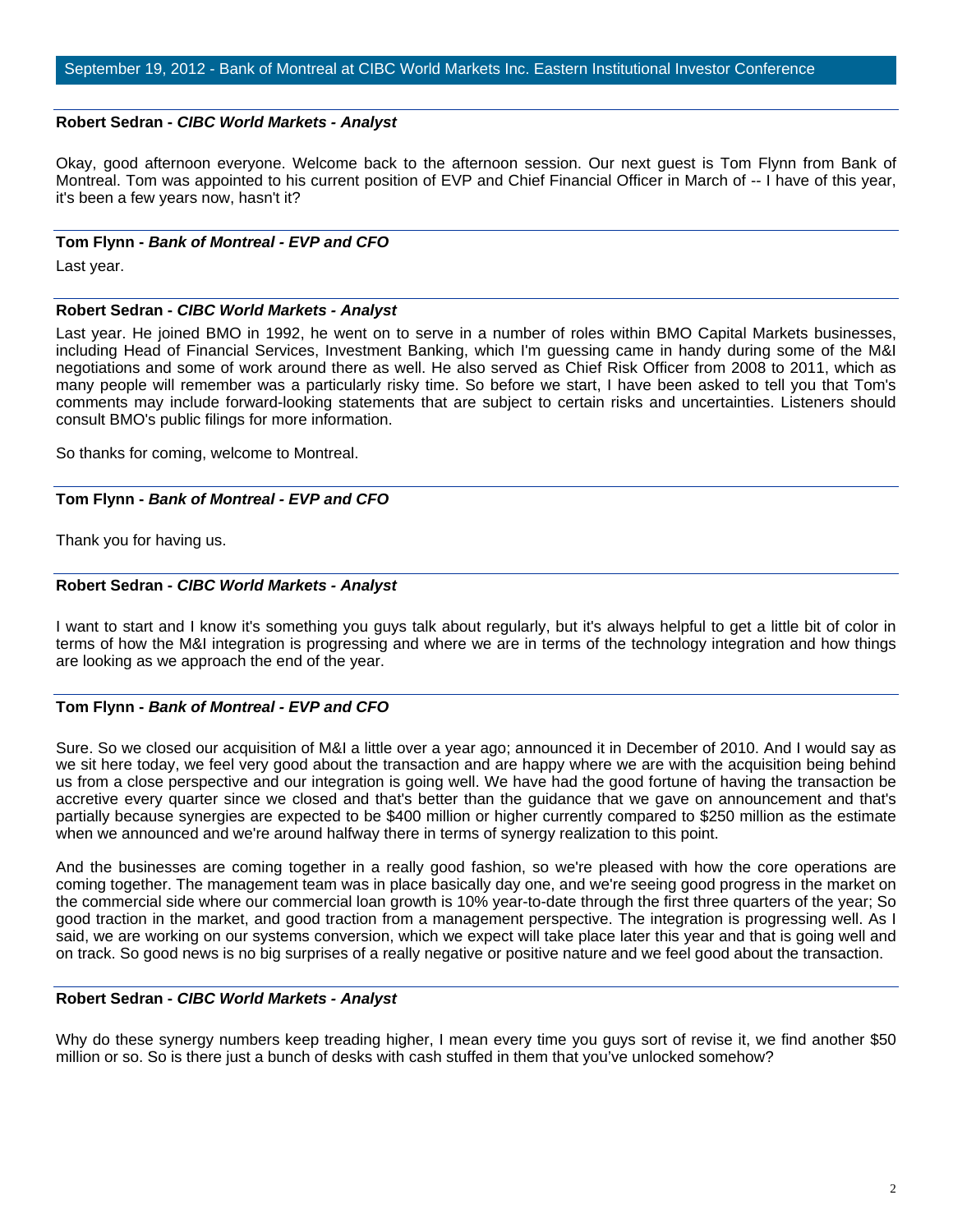September 19, 2012 - Bank of Montreal at CIBC World Markets Inc. Eastern Institutional Investor Conference

**Robert Sedran - *CIBC World Markets - Analyst***

Okay, good afternoon everyone. Welcome back to the afternoon session. Our next guest is Tom Flynn from Bank of Montreal. Tom was appointed to his current position of EVP and Chief Financial Officer in March of -- I have of this year, it's been a few years now, hasn't it?

**Tom Flynn - *Bank of Montreal - EVP and CFO***

Last year.

**Robert Sedran - *CIBC World Markets - Analyst***

Last year. He joined BMO in 1992, he went on to serve in a number of roles within BMO Capital Markets businesses, including Head of Financial Services, Investment Banking, which I'm guessing came in handy during some of the M&I negotiations and some of work around there as well. He also served as Chief Risk Officer from 2008 to 2011, which as many people will remember was a particularly risky time. So before we start, I have been asked to tell you that Tom's comments may include forward-looking statements that are subject to certain risks and uncertainties. Listeners should consult BMO's public filings for more information.

So thanks for coming, welcome to Montreal.

**Tom Flynn - *Bank of Montreal - EVP and CFO***

Thank you for having us.

**Robert Sedran - *CIBC World Markets - Analyst***

I want to start and I know it's something you guys talk about regularly, but it's always helpful to get a little bit of color in terms of how the M&I integration is progressing and where we are in terms of the technology integration and how things are looking as we approach the end of the year.

**Tom Flynn - *Bank of Montreal - EVP and CFO***

Sure. So we closed our acquisition of M&I a little over a year ago; announced it in December of 2010. And I would say as we sit here today, we feel very good about the transaction and are happy where we are with the acquisition being behind us from a close perspective and our integration is going well. We have had the good fortune of having the transaction be accretive every quarter since we closed and that's better than the guidance that we gave on announcement and that's partially because synergies are expected to be $400 million or higher currently compared to $250 million as the estimate when we announced and we're around halfway there in terms of synergy realization to this point.

And the businesses are coming together in a really good fashion, so we're pleased with how the core operations are coming together. The management team was in place basically day one, and we're seeing good progress in the market on the commercial side where our commercial loan growth is 10% year-to-date through the first three quarters of the year; So good traction in the market, and good traction from a management perspective. The integration is progressing well. As I said, we are working on our systems conversion, which we expect will take place later this year and that is going well and on track. So good news is no big surprises of a really negative or positive nature and we feel good about the transaction.

**Robert Sedran - *CIBC World Markets - Analyst***

Why do these synergy numbers keep treading higher, I mean every time you guys sort of revise it, we find another $50 million or so. So is there just a bunch of desks with cash stuffed in them that you've unlocked somehow?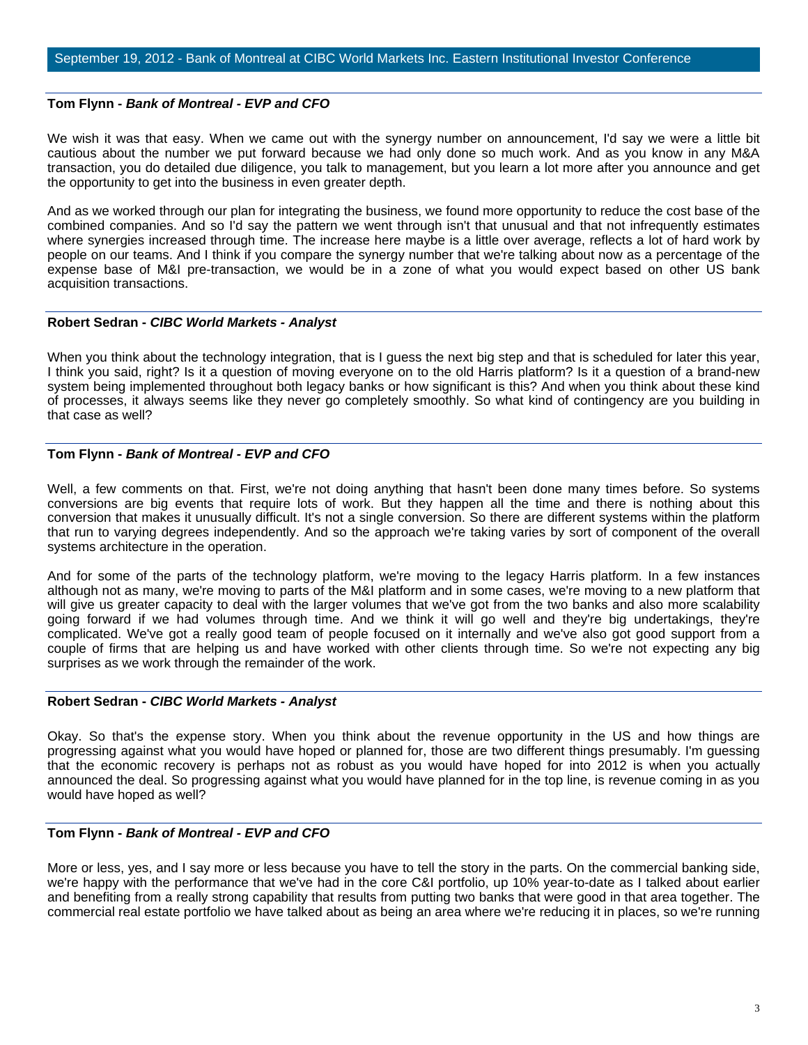**Tom Flynn** - ***Bank of Montreal - EVP and CFO***

We wish it was that easy. When we came out with the synergy number on announcement, I'd say we were a little bit cautious about the number we put forward because we had only done so much work. And as you know in any M&A transaction, you do detailed due diligence, you talk to management, but you learn a lot more after you announce and get the opportunity to get into the business in even greater depth.

And as we worked through our plan for integrating the business, we found more opportunity to reduce the cost base of the combined companies. And so I'd say the pattern we went through isn't that unusual and that not infrequently estimates where synergies increased through time. The increase here maybe is a little over average, reflects a lot of hard work by people on our teams. And I think if you compare the synergy number that we're talking about now as a percentage of the expense base of M&I pre-transaction, we would be in a zone of what you would expect based on other US bank acquisition transactions.

**Robert Sedran** - ***CIBC World Markets - Analyst***

When you think about the technology integration, that is I guess the next big step and that is scheduled for later this year, I think you said, right? Is it a question of moving everyone on to the old Harris platform? Is it a question of a brand-new system being implemented throughout both legacy banks or how significant is this? And when you think about these kind of processes, it always seems like they never go completely smoothly. So what kind of contingency are you building in that case as well?

**Tom Flynn** - ***Bank of Montreal - EVP and CFO***

Well, a few comments on that. First, we're not doing anything that hasn't been done many times before. So systems conversions are big events that require lots of work. But they happen all the time and there is nothing about this conversion that makes it unusually difficult. It's not a single conversion. So there are different systems within the platform that run to varying degrees independently. And so the approach we're taking varies by sort of component of the overall systems architecture in the operation.

And for some of the parts of the technology platform, we're moving to the legacy Harris platform. In a few instances although not as many, we're moving to parts of the M&I platform and in some cases, we're moving to a new platform that will give us greater capacity to deal with the larger volumes that we've got from the two banks and also more scalability going forward if we had volumes through time. And we think it will go well and they're big undertakings, they're complicated. We've got a really good team of people focused on it internally and we've also got good support from a couple of firms that are helping us and have worked with other clients through time. So we're not expecting any big surprises as we work through the remainder of the work.

**Robert Sedran** - ***CIBC World Markets - Analyst***

Okay. So that's the expense story. When you think about the revenue opportunity in the US and how things are progressing against what you would have hoped or planned for, those are two different things presumably. I'm guessing that the economic recovery is perhaps not as robust as you would have hoped for into 2012 is when you actually announced the deal. So progressing against what you would have planned for in the top line, is revenue coming in as you would have hoped as well?

**Tom Flynn** - ***Bank of Montreal - EVP and CFO***

More or less, yes, and I say more or less because you have to tell the story in the parts. On the commercial banking side, we're happy with the performance that we've had in the core C&I portfolio, up 10% year-to-date as I talked about earlier and benefiting from a really strong capability that results from putting two banks that were good in that area together. The commercial real estate portfolio we have talked about as being an area where we're reducing it in places, so we're running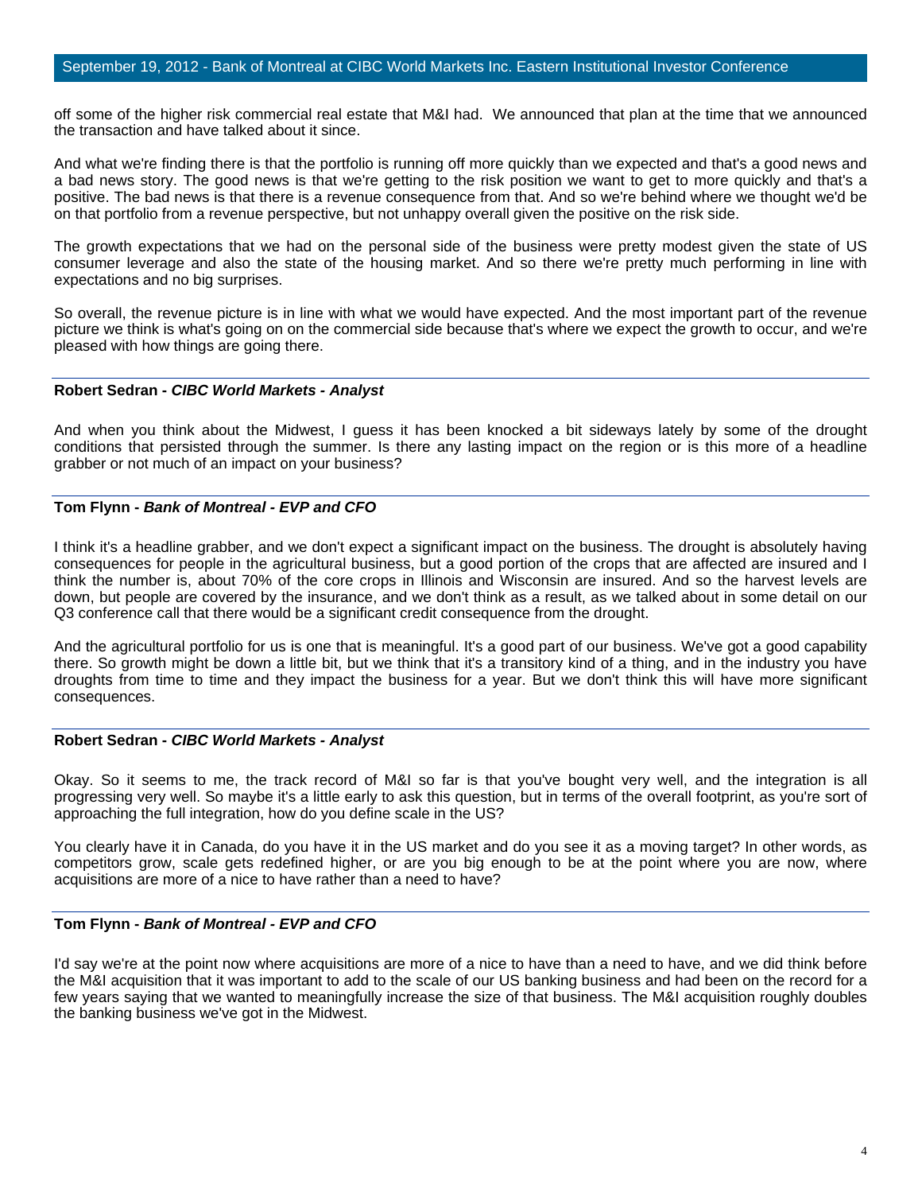off some of the higher risk commercial real estate that M&I had.  We announced that plan at the time that we announced the transaction and have talked about it since.

And what we're finding there is that the portfolio is running off more quickly than we expected and that's a good news and a bad news story. The good news is that we're getting to the risk position we want to get to more quickly and that's a positive. The bad news is that there is a revenue consequence from that. And so we're behind where we thought we'd be on that portfolio from a revenue perspective, but not unhappy overall given the positive on the risk side.

The growth expectations that we had on the personal side of the business were pretty modest given the state of US consumer leverage and also the state of the housing market. And so there we're pretty much performing in line with expectations and no big surprises.

So overall, the revenue picture is in line with what we would have expected. And the most important part of the revenue picture we think is what's going on on the commercial side because that's where we expect the growth to occur, and we're pleased with how things are going there.

---

**Robert Sedran -** ***CIBC World Markets - Analyst***

And when you think about the Midwest, I guess it has been knocked a bit sideways lately by some of the drought conditions that persisted through the summer. Is there any lasting impact on the region or is this more of a headline grabber or not much of an impact on your business?

---

**Tom Flynn -** ***Bank of Montreal - EVP and CFO***

I think it's a headline grabber, and we don't expect a significant impact on the business. The drought is absolutely having consequences for people in the agricultural business, but a good portion of the crops that are affected are insured and I think the number is, about 70% of the core crops in Illinois and Wisconsin are insured. And so the harvest levels are down, but people are covered by the insurance, and we don't think as a result, as we talked about in some detail on our Q3 conference call that there would be a significant credit consequence from the drought.

And the agricultural portfolio for us is one that is meaningful. It's a good part of our business. We've got a good capability there. So growth might be down a little bit, but we think that it's a transitory kind of a thing, and in the industry you have droughts from time to time and they impact the business for a year. But we don't think this will have more significant consequences.

---

**Robert Sedran -** ***CIBC World Markets - Analyst***

Okay. So it seems to me, the track record of M&I so far is that you've bought very well, and the integration is all progressing very well. So maybe it's a little early to ask this question, but in terms of the overall footprint, as you're sort of approaching the full integration, how do you define scale in the US?

You clearly have it in Canada, do you have it in the US market and do you see it as a moving target? In other words, as competitors grow, scale gets redefined higher, or are you big enough to be at the point where you are now, where acquisitions are more of a nice to have rather than a need to have?

---

**Tom Flynn -** ***Bank of Montreal - EVP and CFO***

I'd say we're at the point now where acquisitions are more of a nice to have than a need to have, and we did think before the M&I acquisition that it was important to add to the scale of our US banking business and had been on the record for a few years saying that we wanted to meaningfully increase the size of that business. The M&I acquisition roughly doubles the banking business we've got in the Midwest.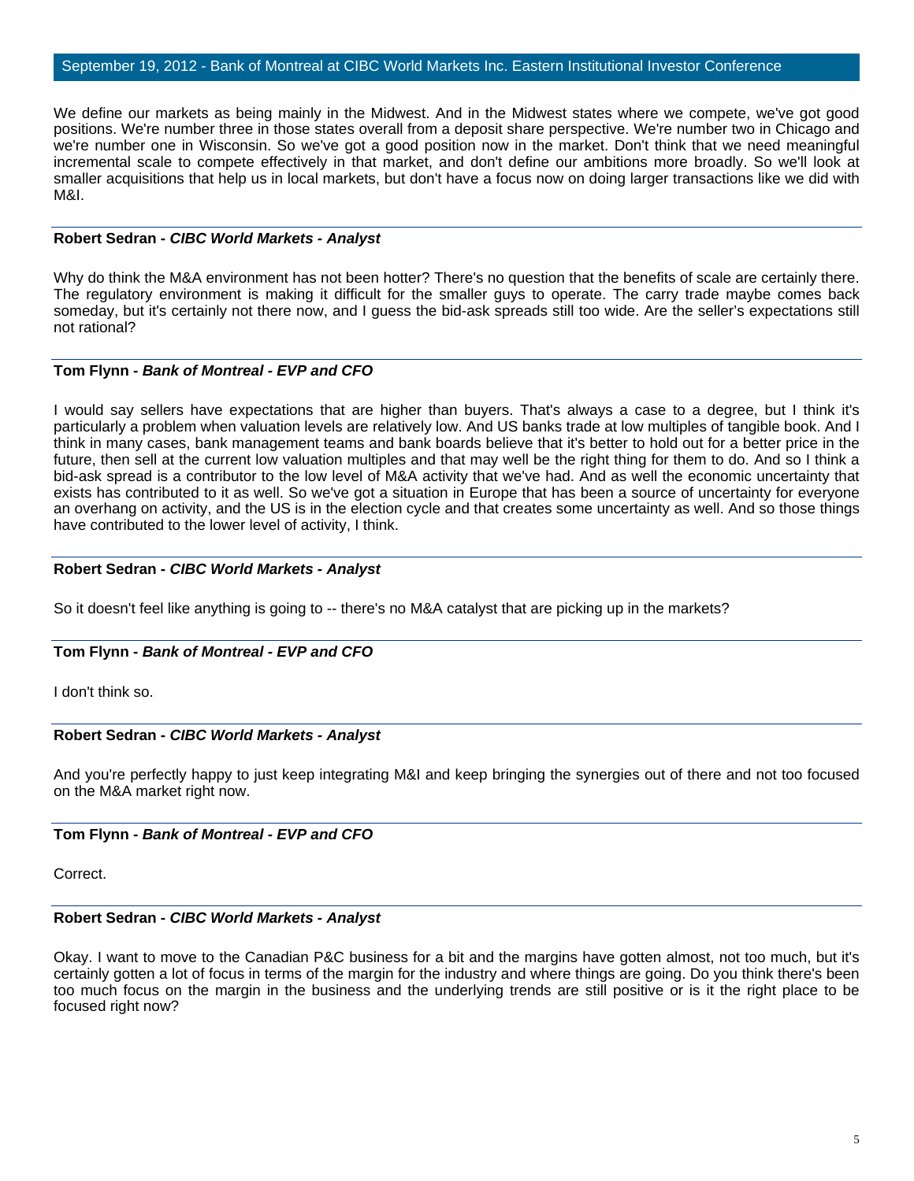We define our markets as being mainly in the Midwest. And in the Midwest states where we compete, we've got good positions. We're number three in those states overall from a deposit share perspective. We're number two in Chicago and we're number one in Wisconsin. So we've got a good position now in the market. Don't think that we need meaningful incremental scale to compete effectively in that market, and don't define our ambitions more broadly. So we'll look at smaller acquisitions that help us in local markets, but don't have a focus now on doing larger transactions like we did with M&I.

---

**Robert Sedran - *CIBC World Markets - Analyst***

Why do think the M&A environment has not been hotter? There's no question that the benefits of scale are certainly there. The regulatory environment is making it difficult for the smaller guys to operate. The carry trade maybe comes back someday, but it's certainly not there now, and I guess the bid-ask spreads still too wide. Are the seller's expectations still not rational?

---

**Tom Flynn - *Bank of Montreal - EVP and CFO***

I would say sellers have expectations that are higher than buyers. That's always a case to a degree, but I think it's particularly a problem when valuation levels are relatively low. And US banks trade at low multiples of tangible book. And I think in many cases, bank management teams and bank boards believe that it's better to hold out for a better price in the future, then sell at the current low valuation multiples and that may well be the right thing for them to do. And so I think a bid-ask spread is a contributor to the low level of M&A activity that we've had. And as well the economic uncertainty that exists has contributed to it as well. So we've got a situation in Europe that has been a source of uncertainty for everyone an overhang on activity, and the US is in the election cycle and that creates some uncertainty as well. And so those things have contributed to the lower level of activity, I think.

---

**Robert Sedran - *CIBC World Markets - Analyst***

So it doesn't feel like anything is going to -- there's no M&A catalyst that are picking up in the markets?

---

**Tom Flynn - *Bank of Montreal - EVP and CFO***

I don't think so.

---

**Robert Sedran - *CIBC World Markets - Analyst***

And you're perfectly happy to just keep integrating M&I and keep bringing the synergies out of there and not too focused on the M&A market right now.

---

**Tom Flynn - *Bank of Montreal - EVP and CFO***

Correct.

---

**Robert Sedran - *CIBC World Markets - Analyst***

Okay. I want to move to the Canadian P&C business for a bit and the margins have gotten almost, not too much, but it's certainly gotten a lot of focus in terms of the margin for the industry and where things are going. Do you think there's been too much focus on the margin in the business and the underlying trends are still positive or is it the right place to be focused right now?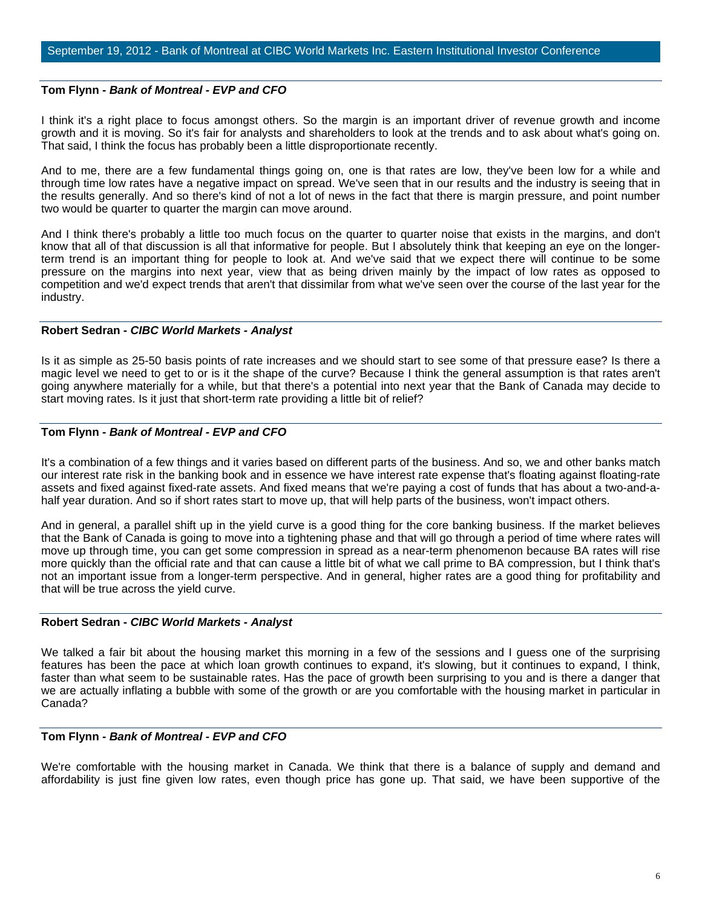**Tom Flynn - *Bank of Montreal - EVP and CFO***

I think it's a right place to focus amongst others. So the margin is an important driver of revenue growth and income growth and it is moving. So it's fair for analysts and shareholders to look at the trends and to ask about what's going on. That said, I think the focus has probably been a little disproportionate recently.

And to me, there are a few fundamental things going on, one is that rates are low, they've been low for a while and through time low rates have a negative impact on spread. We've seen that in our results and the industry is seeing that in the results generally. And so there's kind of not a lot of news in the fact that there is margin pressure, and point number two would be quarter to quarter the margin can move around.

And I think there's probably a little too much focus on the quarter to quarter noise that exists in the margins, and don't know that all of that discussion is all that informative for people. But I absolutely think that keeping an eye on the longer-term trend is an important thing for people to look at. And we've said that we expect there will continue to be some pressure on the margins into next year, view that as being driven mainly by the impact of low rates as opposed to competition and we'd expect trends that aren't that dissimilar from what we've seen over the course of the last year for the industry.

**Robert Sedran - *CIBC World Markets - Analyst***

Is it as simple as 25-50 basis points of rate increases and we should start to see some of that pressure ease? Is there a magic level we need to get to or is it the shape of the curve? Because I think the general assumption is that rates aren't going anywhere materially for a while, but that there's a potential into next year that the Bank of Canada may decide to start moving rates. Is it just that short-term rate providing a little bit of relief?

**Tom Flynn - *Bank of Montreal - EVP and CFO***

It's a combination of a few things and it varies based on different parts of the business. And so, we and other banks match our interest rate risk in the banking book and in essence we have interest rate expense that's floating against floating-rate assets and fixed against fixed-rate assets. And fixed means that we're paying a cost of funds that has about a two-and-a-half year duration. And so if short rates start to move up, that will help parts of the business, won't impact others.

And in general, a parallel shift up in the yield curve is a good thing for the core banking business. If the market believes that the Bank of Canada is going to move into a tightening phase and that will go through a period of time where rates will move up through time, you can get some compression in spread as a near-term phenomenon because BA rates will rise more quickly than the official rate and that can cause a little bit of what we call prime to BA compression, but I think that's not an important issue from a longer-term perspective. And in general, higher rates are a good thing for profitability and that will be true across the yield curve.

**Robert Sedran - *CIBC World Markets - Analyst***

We talked a fair bit about the housing market this morning in a few of the sessions and I guess one of the surprising features has been the pace at which loan growth continues to expand, it's slowing, but it continues to expand, I think, faster than what seem to be sustainable rates. Has the pace of growth been surprising to you and is there a danger that we are actually inflating a bubble with some of the growth or are you comfortable with the housing market in particular in Canada?

**Tom Flynn - *Bank of Montreal - EVP and CFO***

We're comfortable with the housing market in Canada. We think that there is a balance of supply and demand and affordability is just fine given low rates, even though price has gone up. That said, we have been supportive of the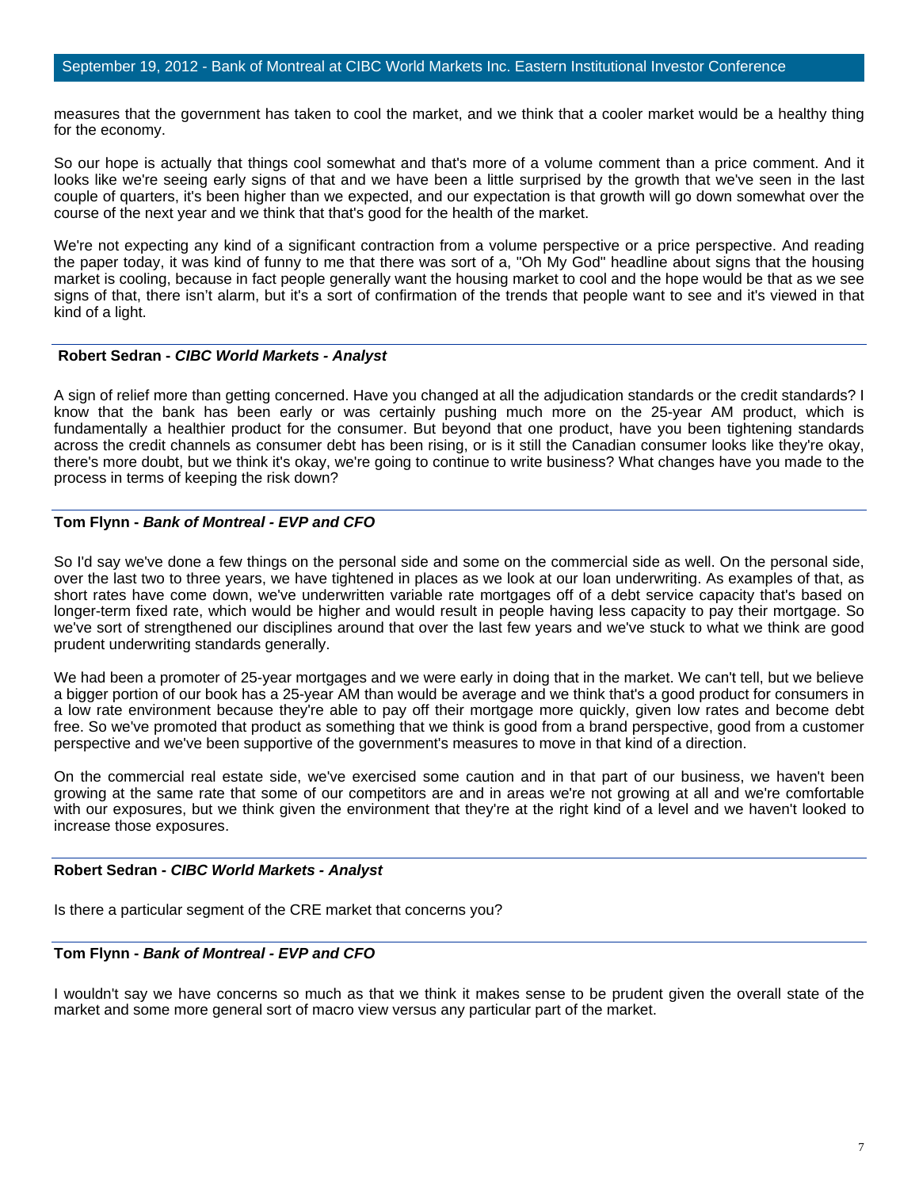measures that the government has taken to cool the market, and we think that a cooler market would be a healthy thing for the economy.

So our hope is actually that things cool somewhat and that's more of a volume comment than a price comment. And it looks like we're seeing early signs of that and we have been a little surprised by the growth that we've seen in the last couple of quarters, it's been higher than we expected, and our expectation is that growth will go down somewhat over the course of the next year and we think that that's good for the health of the market.

We're not expecting any kind of a significant contraction from a volume perspective or a price perspective. And reading the paper today, it was kind of funny to me that there was sort of a, "Oh My God" headline about signs that the housing market is cooling, because in fact people generally want the housing market to cool and the hope would be that as we see signs of that, there isn't alarm, but it's a sort of confirmation of the trends that people want to see and it's viewed in that kind of a light.

**Robert Sedran - *CIBC World Markets - Analyst***

A sign of relief more than getting concerned. Have you changed at all the adjudication standards or the credit standards? I know that the bank has been early or was certainly pushing much more on the 25-year AM product, which is fundamentally a healthier product for the consumer. But beyond that one product, have you been tightening standards across the credit channels as consumer debt has been rising, or is it still the Canadian consumer looks like they're okay, there's more doubt, but we think it's okay, we're going to continue to write business? What changes have you made to the process in terms of keeping the risk down?

**Tom Flynn - *Bank of Montreal - EVP and CFO***

So I'd say we've done a few things on the personal side and some on the commercial side as well. On the personal side, over the last two to three years, we have tightened in places as we look at our loan underwriting. As examples of that, as short rates have come down, we've underwritten variable rate mortgages off of a debt service capacity that's based on longer-term fixed rate, which would be higher and would result in people having less capacity to pay their mortgage. So we've sort of strengthened our disciplines around that over the last few years and we've stuck to what we think are good prudent underwriting standards generally.

We had been a promoter of 25-year mortgages and we were early in doing that in the market. We can't tell, but we believe a bigger portion of our book has a 25-year AM than would be average and we think that's a good product for consumers in a low rate environment because they're able to pay off their mortgage more quickly, given low rates and become debt free. So we've promoted that product as something that we think is good from a brand perspective, good from a customer perspective and we've been supportive of the government's measures to move in that kind of a direction.

On the commercial real estate side, we've exercised some caution and in that part of our business, we haven't been growing at the same rate that some of our competitors are and in areas we're not growing at all and we're comfortable with our exposures, but we think given the environment that they're at the right kind of a level and we haven't looked to increase those exposures.

**Robert Sedran - *CIBC World Markets - Analyst***

Is there a particular segment of the CRE market that concerns you?

**Tom Flynn - *Bank of Montreal - EVP and CFO***

I wouldn't say we have concerns so much as that we think it makes sense to be prudent given the overall state of the market and some more general sort of macro view versus any particular part of the market.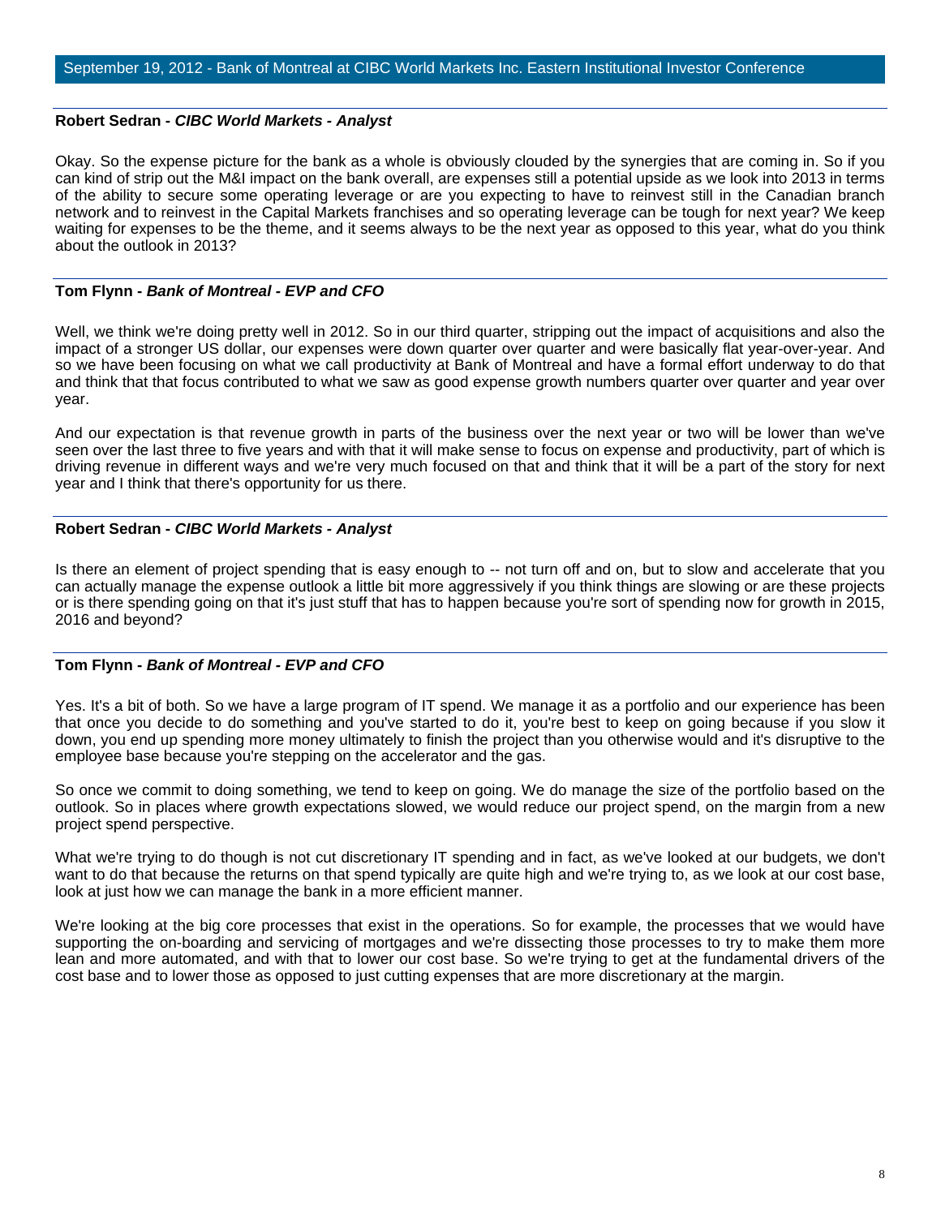**Robert Sedran** - ***CIBC World Markets - Analyst***

Okay. So the expense picture for the bank as a whole is obviously clouded by the synergies that are coming in. So if you can kind of strip out the M&I impact on the bank overall, are expenses still a potential upside as we look into 2013 in terms of the ability to secure some operating leverage or are you expecting to have to reinvest still in the Canadian branch network and to reinvest in the Capital Markets franchises and so operating leverage can be tough for next year? We keep waiting for expenses to be the theme, and it seems always to be the next year as opposed to this year, what do you think about the outlook in 2013?

**Tom Flynn** - ***Bank of Montreal - EVP and CFO***

Well, we think we're doing pretty well in 2012. So in our third quarter, stripping out the impact of acquisitions and also the impact of a stronger US dollar, our expenses were down quarter over quarter and were basically flat year-over-year. And so we have been focusing on what we call productivity at Bank of Montreal and have a formal effort underway to do that and think that that focus contributed to what we saw as good expense growth numbers quarter over quarter and year over year.

And our expectation is that revenue growth in parts of the business over the next year or two will be lower than we've seen over the last three to five years and with that it will make sense to focus on expense and productivity, part of which is driving revenue in different ways and we're very much focused on that and think that it will be a part of the story for next year and I think that there's opportunity for us there.

**Robert Sedran** - ***CIBC World Markets - Analyst***

Is there an element of project spending that is easy enough to -- not turn off and on, but to slow and accelerate that you can actually manage the expense outlook a little bit more aggressively if you think things are slowing or are these projects or is there spending going on that it's just stuff that has to happen because you're sort of spending now for growth in 2015, 2016 and beyond?

**Tom Flynn** - ***Bank of Montreal - EVP and CFO***

Yes. It's a bit of both. So we have a large program of IT spend. We manage it as a portfolio and our experience has been that once you decide to do something and you've started to do it, you're best to keep on going because if you slow it down, you end up spending more money ultimately to finish the project than you otherwise would and it's disruptive to the employee base because you're stepping on the accelerator and the gas.

So once we commit to doing something, we tend to keep on going. We do manage the size of the portfolio based on the outlook. So in places where growth expectations slowed, we would reduce our project spend, on the margin from a new project spend perspective.

What we're trying to do though is not cut discretionary IT spending and in fact, as we've looked at our budgets, we don't want to do that because the returns on that spend typically are quite high and we're trying to, as we look at our cost base, look at just how we can manage the bank in a more efficient manner.

We're looking at the big core processes that exist in the operations. So for example, the processes that we would have supporting the on-boarding and servicing of mortgages and we're dissecting those processes to try to make them more lean and more automated, and with that to lower our cost base. So we're trying to get at the fundamental drivers of the cost base and to lower those as opposed to just cutting expenses that are more discretionary at the margin.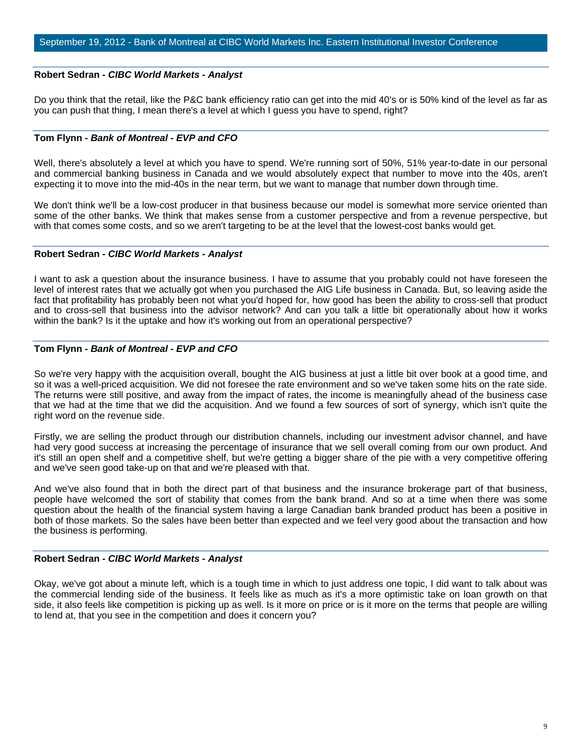**Robert Sedran** - ***CIBC World Markets - Analyst***

Do you think that the retail, like the P&C bank efficiency ratio can get into the mid 40's or is 50% kind of the level as far as you can push that thing, I mean there's a level at which I guess you have to spend, right?

**Tom Flynn** - ***Bank of Montreal - EVP and CFO***

Well, there's absolutely a level at which you have to spend. We're running sort of 50%, 51% year-to-date in our personal and commercial banking business in Canada and we would absolutely expect that number to move into the 40s, aren't expecting it to move into the mid-40s in the near term, but we want to manage that number down through time.

We don't think we'll be a low-cost producer in that business because our model is somewhat more service oriented than some of the other banks. We think that makes sense from a customer perspective and from a revenue perspective, but with that comes some costs, and so we aren't targeting to be at the level that the lowest-cost banks would get.

**Robert Sedran** - ***CIBC World Markets - Analyst***

I want to ask a question about the insurance business. I have to assume that you probably could not have foreseen the level of interest rates that we actually got when you purchased the AIG Life business in Canada. But, so leaving aside the fact that profitability has probably been not what you'd hoped for, how good has been the ability to cross-sell that product and to cross-sell that business into the advisor network? And can you talk a little bit operationally about how it works within the bank? Is it the uptake and how it's working out from an operational perspective?

**Tom Flynn** - ***Bank of Montreal - EVP and CFO***

So we're very happy with the acquisition overall, bought the AIG business at just a little bit over book at a good time, and so it was a well-priced acquisition. We did not foresee the rate environment and so we've taken some hits on the rate side. The returns were still positive, and away from the impact of rates, the income is meaningfully ahead of the business case that we had at the time that we did the acquisition. And we found a few sources of sort of synergy, which isn't quite the right word on the revenue side.

Firstly, we are selling the product through our distribution channels, including our investment advisor channel, and have had very good success at increasing the percentage of insurance that we sell overall coming from our own product. And it's still an open shelf and a competitive shelf, but we're getting a bigger share of the pie with a very competitive offering and we've seen good take-up on that and we're pleased with that.

And we've also found that in both the direct part of that business and the insurance brokerage part of that business, people have welcomed the sort of stability that comes from the bank brand. And so at a time when there was some question about the health of the financial system having a large Canadian bank branded product has been a positive in both of those markets. So the sales have been better than expected and we feel very good about the transaction and how the business is performing.

**Robert Sedran** - ***CIBC World Markets - Analyst***

Okay, we've got about a minute left, which is a tough time in which to just address one topic, I did want to talk about was the commercial lending side of the business. It feels like as much as it's a more optimistic take on loan growth on that side, it also feels like competition is picking up as well. Is it more on price or is it more on the terms that people are willing to lend at, that you see in the competition and does it concern you?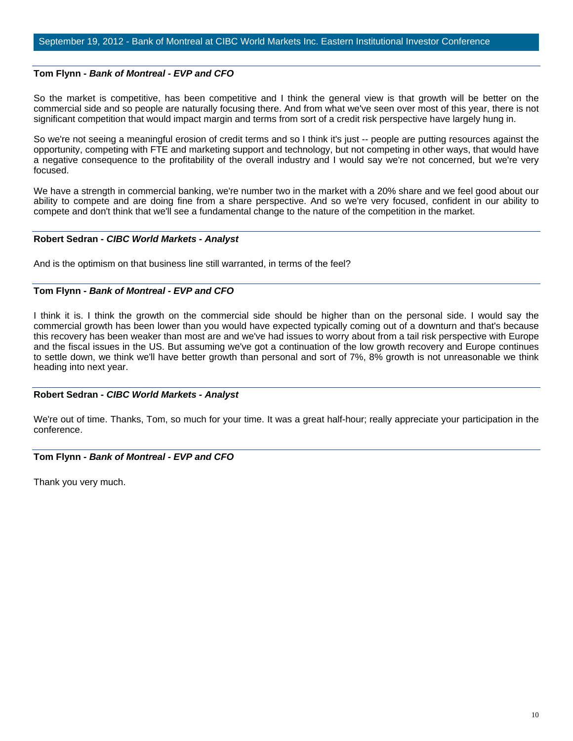**Tom Flynn - *Bank of Montreal - EVP and CFO***

So the market is competitive, has been competitive and I think the general view is that growth will be better on the commercial side and so people are naturally focusing there. And from what we've seen over most of this year, there is not significant competition that would impact margin and terms from sort of a credit risk perspective have largely hung in.

So we're not seeing a meaningful erosion of credit terms and so I think it's just -- people are putting resources against the opportunity, competing with FTE and marketing support and technology, but not competing in other ways, that would have a negative consequence to the profitability of the overall industry and I would say we're not concerned, but we're very focused.

We have a strength in commercial banking, we're number two in the market with a 20% share and we feel good about our ability to compete and are doing fine from a share perspective. And so we're very focused, confident in our ability to compete and don't think that we'll see a fundamental change to the nature of the competition in the market.

**Robert Sedran - *CIBC World Markets - Analyst***

And is the optimism on that business line still warranted, in terms of the feel?

**Tom Flynn - *Bank of Montreal - EVP and CFO***

I think it is. I think the growth on the commercial side should be higher than on the personal side. I would say the commercial growth has been lower than you would have expected typically coming out of a downturn and that's because this recovery has been weaker than most are and we've had issues to worry about from a tail risk perspective with Europe and the fiscal issues in the US. But assuming we've got a continuation of the low growth recovery and Europe continues to settle down, we think we'll have better growth than personal and sort of 7%, 8% growth is not unreasonable we think heading into next year.

**Robert Sedran - *CIBC World Markets - Analyst***

We're out of time. Thanks, Tom, so much for your time. It was a great half-hour; really appreciate your participation in the conference.

**Tom Flynn - *Bank of Montreal - EVP and CFO***

Thank you very much.